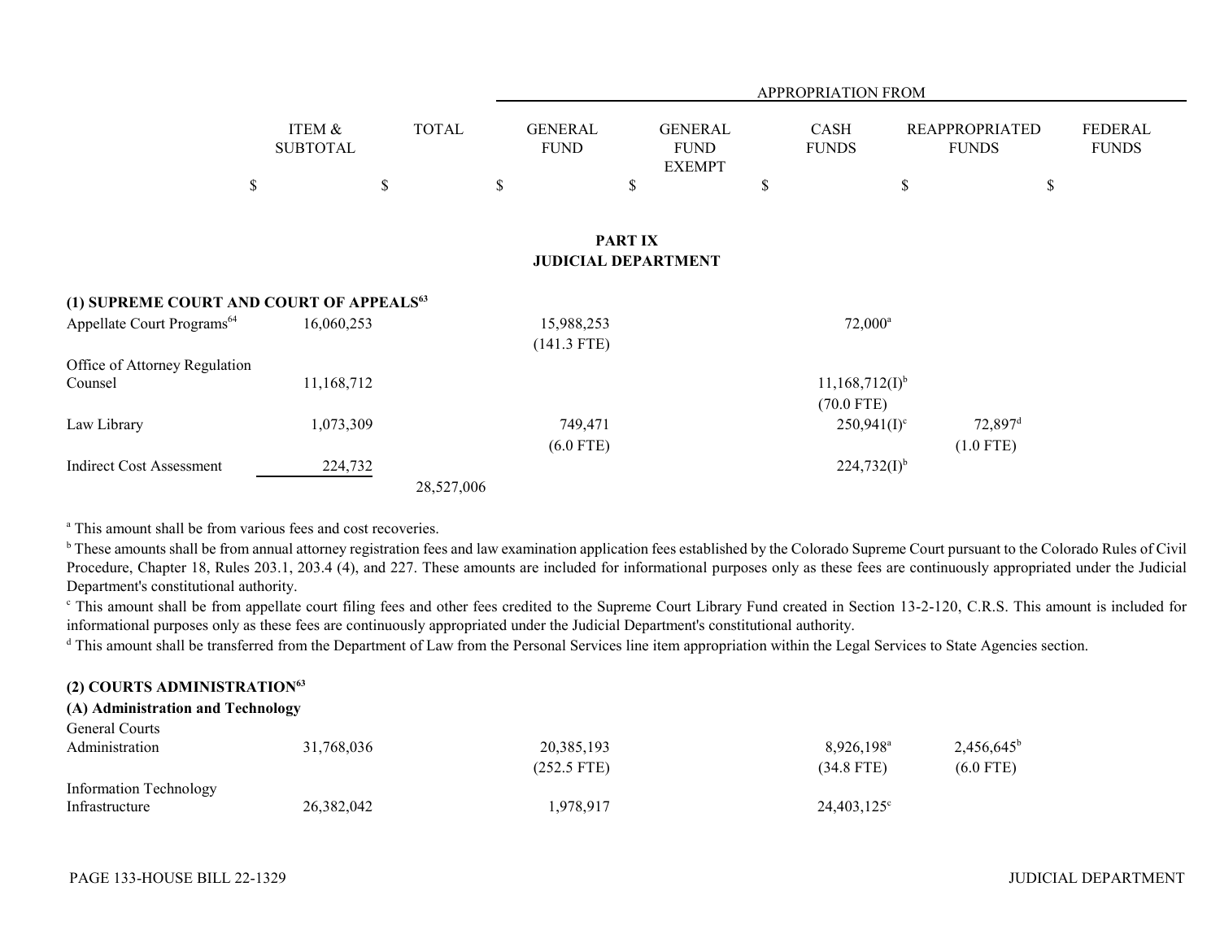| | ITEM & SUBTOTAL | TOTAL | APPROPRIATION FROM GENERAL FUND | GENERAL FUND EXEMPT | CASH FUNDS | REAPPROPRIATED FUNDS | FEDERAL FUNDS |
|---|---|---|---|---|---|---|---|
| | $ | $ | $ | $ | $ | $ | $ |

# PART IX
# JUDICIAL DEPARTMENT

| | ITEM & SUBTOTAL | TOTAL | GENERAL FUND | GENERAL FUND EXEMPT | CASH FUNDS | REAPPROPRIATED FUNDS | FEDERAL FUNDS |
|---|---|---|---|---|---|---|---|
| **(1) SUPREME COURT AND COURT OF APPEALS[63]** | | | | | | | |
| Appellate Court Programs[64] | 16,060,253 | | 15,988,253 (141.3 FTE) | | 72,000[a] | | |
| Office of Attorney Regulation Counsel | 11,168,712 | | | | 11,168,712(I)[b] (70.0 FTE) | | |
| Law Library | 1,073,309 | | 749,471 (6.0 FTE) | | 250,941(I)[c] | 72,897[d] (1.0 FTE) | |
| Indirect Cost Assessment | 224,732 | | | | 224,732(I)[b] | | |
| | | 28,527,006 | | | | | |

[a] This amount shall be from various fees and cost recoveries.

[b] These amounts shall be from annual attorney registration fees and law examination application fees established by the Colorado Supreme Court pursuant to the Colorado Rules of Civil Procedure, Chapter 18, Rules 203.1, 203.4 (4), and 227. These amounts are included for informational purposes only as these fees are continuously appropriated under the Judicial Department's constitutional authority.

[c] This amount shall be from appellate court filing fees and other fees credited to the Supreme Court Library Fund created in Section 13-2-120, C.R.S. This amount is included for informational purposes only as these fees are continuously appropriated under the Judicial Department's constitutional authority.

[d] This amount shall be transferred from the Department of Law from the Personal Services line item appropriation within the Legal Services to State Agencies section.

| | ITEM & SUBTOTAL | TOTAL | GENERAL FUND | GENERAL FUND EXEMPT | CASH FUNDS | REAPPROPRIATED FUNDS | FEDERAL FUNDS |
|---|---|---|---|---|---|---|---|
| **(2) COURTS ADMINISTRATION[63]** | | | | | | | |
| **(A) Administration and Technology** | | | | | | | |
| General Courts Administration | 31,768,036 | | 20,385,193 (252.5 FTE) | | 8,926,198[a] (34.8 FTE) | 2,456,645[b] (6.0 FTE) | |
| Information Technology Infrastructure | 26,382,042 | | 1,978,917 | | 24,403,125[c] | | |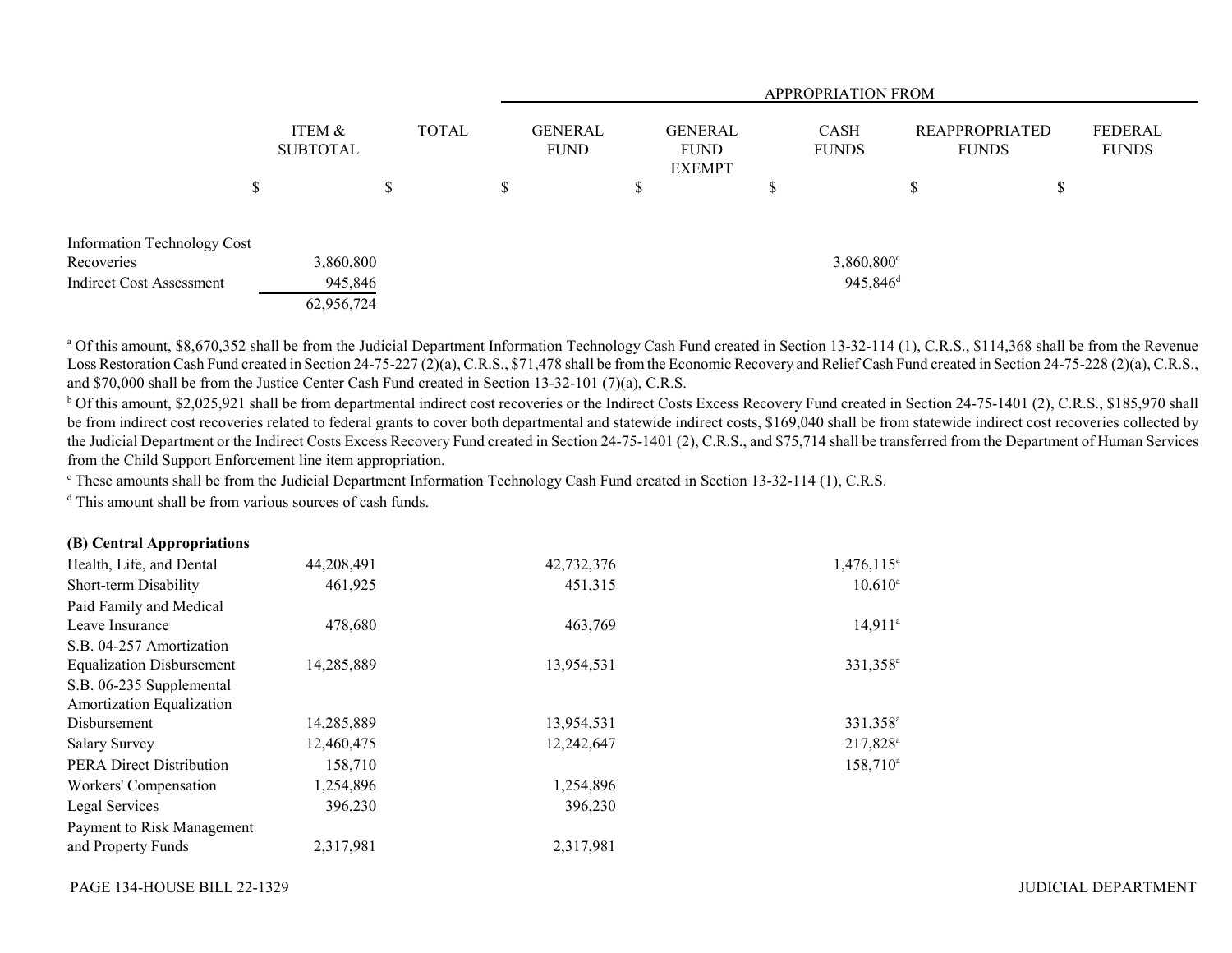| | ITEM & SUBTOTAL | TOTAL | APPROPRIATION FROM GENERAL FUND | GENERAL FUND EXEMPT | CASH FUNDS | REAPPROPRIATED FUNDS | FEDERAL FUNDS |
|---|---|---|---|---|---|---|---|
| | $ | $ | $ | $ | $ | $ | $ |
| Information Technology Cost Recoveries | 3,860,800 | | | | 3,860,800[c] | | |
| Indirect Cost Assessment | 945,846 | | | | 945,846[d] | | |
| | 62,956,724 | | | | | | |

[a] Of this amount, $8,670,352 shall be from the Judicial Department Information Technology Cash Fund created in Section 13-32-114 (1), C.R.S., $114,368 shall be from the Revenue Loss Restoration Cash Fund created in Section 24-75-227 (2)(a), C.R.S., $71,478 shall be from the Economic Recovery and Relief Cash Fund created in Section 24-75-228 (2)(a), C.R.S., and $70,000 shall be from the Justice Center Cash Fund created in Section 13-32-101 (7)(a), C.R.S.

[b] Of this amount, $2,025,921 shall be from departmental indirect cost recoveries or the Indirect Costs Excess Recovery Fund created in Section 24-75-1401 (2), C.R.S., $185,970 shall be from indirect cost recoveries related to federal grants to cover both departmental and statewide indirect costs, $169,040 shall be from statewide indirect cost recoveries collected by the Judicial Department or the Indirect Costs Excess Recovery Fund created in Section 24-75-1401 (2), C.R.S., and $75,714 shall be transferred from the Department of Human Services from the Child Support Enforcement line item appropriation.

[c] These amounts shall be from the Judicial Department Information Technology Cash Fund created in Section 13-32-114 (1), C.R.S.

[d] This amount shall be from various sources of cash funds.

| **(B) Central Appropriations** | ITEM & SUBTOTAL | TOTAL | GENERAL FUND | GENERAL FUND EXEMPT | CASH FUNDS | REAPPROPRIATED FUNDS | FEDERAL FUNDS |
|---|---|---|---|---|---|---|---|
| Health, Life, and Dental | 44,208,491 | | 42,732,376 | | 1,476,115[a] | | |
| Short-term Disability | 461,925 | | 451,315 | | 10,610[a] | | |
| Paid Family and Medical Leave Insurance | 478,680 | | 463,769 | | 14,911[a] | | |
| S.B. 04-257 Amortization Equalization Disbursement | 14,285,889 | | 13,954,531 | | 331,358[a] | | |
| S.B. 06-235 Supplemental Amortization Equalization Disbursement | 14,285,889 | | 13,954,531 | | 331,358[a] | | |
| Salary Survey | 12,460,475 | | 12,242,647 | | 217,828[a] | | |
| PERA Direct Distribution | 158,710 | | | | 158,710[a] | | |
| Workers' Compensation | 1,254,896 | | 1,254,896 | | | | |
| Legal Services | 396,230 | | 396,230 | | | | |
| Payment to Risk Management and Property Funds | 2,317,981 | | 2,317,981 | | | | |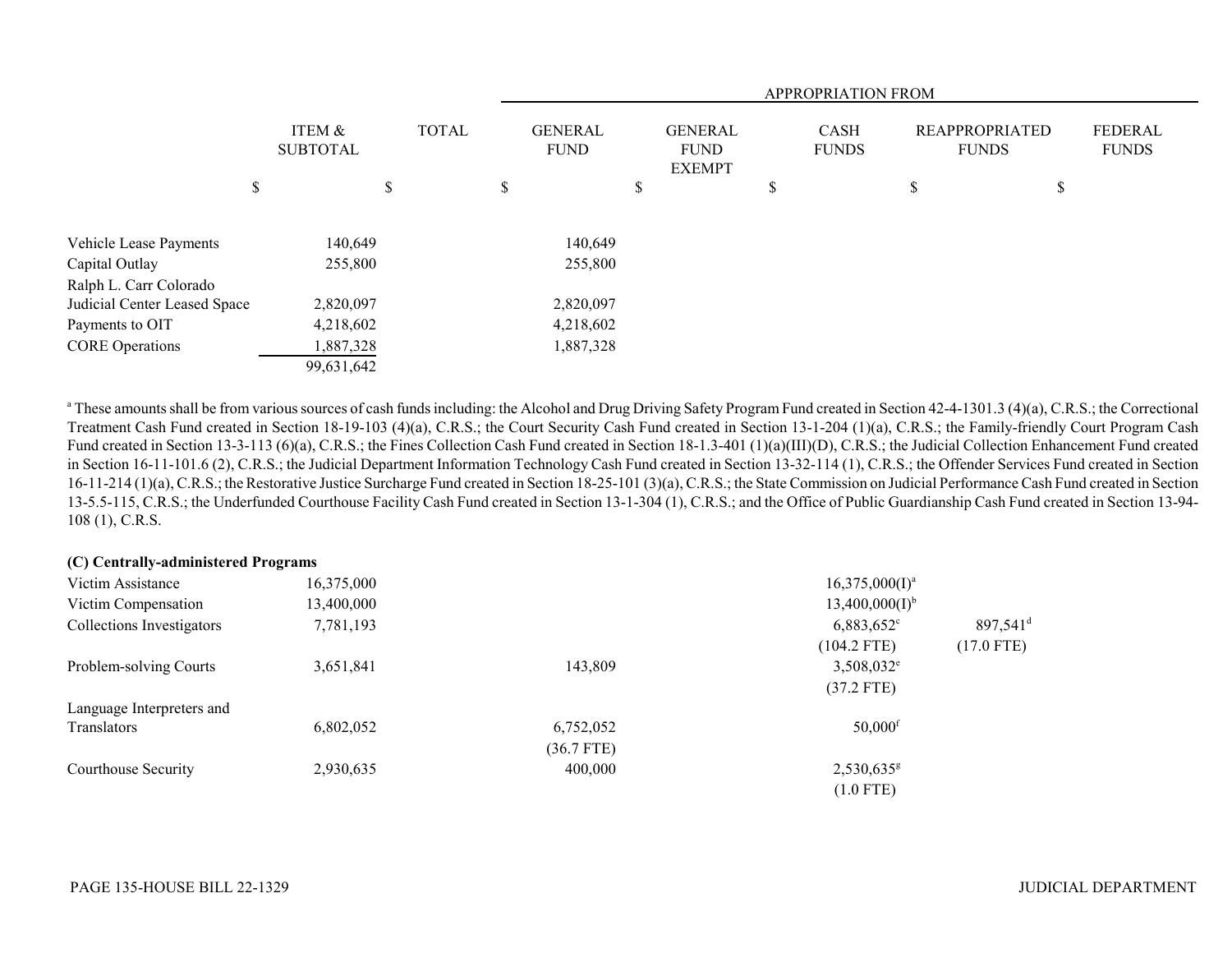| | ITEM & SUBTOTAL | TOTAL | GENERAL FUND | GENERAL FUND EXEMPT | CASH FUNDS | REAPPROPRIATED FUNDS | FEDERAL FUNDS |
|---|---|---|---|---|---|---|---|
| | | | APPROPRIATION FROM | | | | |
| | $ | $ | $ | $ | $ | $ | $ |
| Vehicle Lease Payments | 140,649 | | 140,649 | | | | |
| Capital Outlay | 255,800 | | 255,800 | | | | |
| Ralph L. Carr Colorado Judicial Center Leased Space | 2,820,097 | | 2,820,097 | | | | |
| Payments to OIT | 4,218,602 | | 4,218,602 | | | | |
| CORE Operations | 1,887,328 | | 1,887,328 | | | | |
| | 99,631,642 | | | | | | |

[a] These amounts shall be from various sources of cash funds including: the Alcohol and Drug Driving Safety Program Fund created in Section 42-4-1301.3 (4)(a), C.R.S.; the Correctional Treatment Cash Fund created in Section 18-19-103 (4)(a), C.R.S.; the Court Security Cash Fund created in Section 13-1-204 (1)(a), C.R.S.; the Family-friendly Court Program Cash Fund created in Section 13-3-113 (6)(a), C.R.S.; the Fines Collection Cash Fund created in Section 18-1.3-401 (1)(a)(III)(D), C.R.S.; the Judicial Collection Enhancement Fund created in Section 16-11-101.6 (2), C.R.S.; the Judicial Department Information Technology Cash Fund created in Section 13-32-114 (1), C.R.S.; the Offender Services Fund created in Section 16-11-214 (1)(a), C.R.S.; the Restorative Justice Surcharge Fund created in Section 18-25-101 (3)(a), C.R.S.; the State Commission on Judicial Performance Cash Fund created in Section 13-5.5-115, C.R.S.; the Underfunded Courthouse Facility Cash Fund created in Section 13-1-304 (1), C.R.S.; and the Office of Public Guardianship Cash Fund created in Section 13-94-108 (1), C.R.S.

**(C) Centrally-administered Programs**

| | ITEM & SUBTOTAL | TOTAL | GENERAL FUND | GENERAL FUND EXEMPT | CASH FUNDS | REAPPROPRIATED FUNDS | FEDERAL FUNDS |
|---|---|---|---|---|---|---|---|
| Victim Assistance | 16,375,000 | | | | 16,375,000(I)[a] | | |
| Victim Compensation | 13,400,000 | | | | 13,400,000(I)[b] | | |
| Collections Investigators | 7,781,193 | | | | 6,883,652[c] | 897,541[d] | |
| | | | | | (104.2 FTE) | (17.0 FTE) | |
| Problem-solving Courts | 3,651,841 | | 143,809 | | 3,508,032[e] | | |
| | | | | | (37.2 FTE) | | |
| Language Interpreters and Translators | 6,802,052 | | 6,752,052 | | 50,000[f] | | |
| | | | (36.7 FTE) | | | | |
| Courthouse Security | 2,930,635 | | 400,000 | | 2,530,635[g] | | |
| | | | | | (1.0 FTE) | | |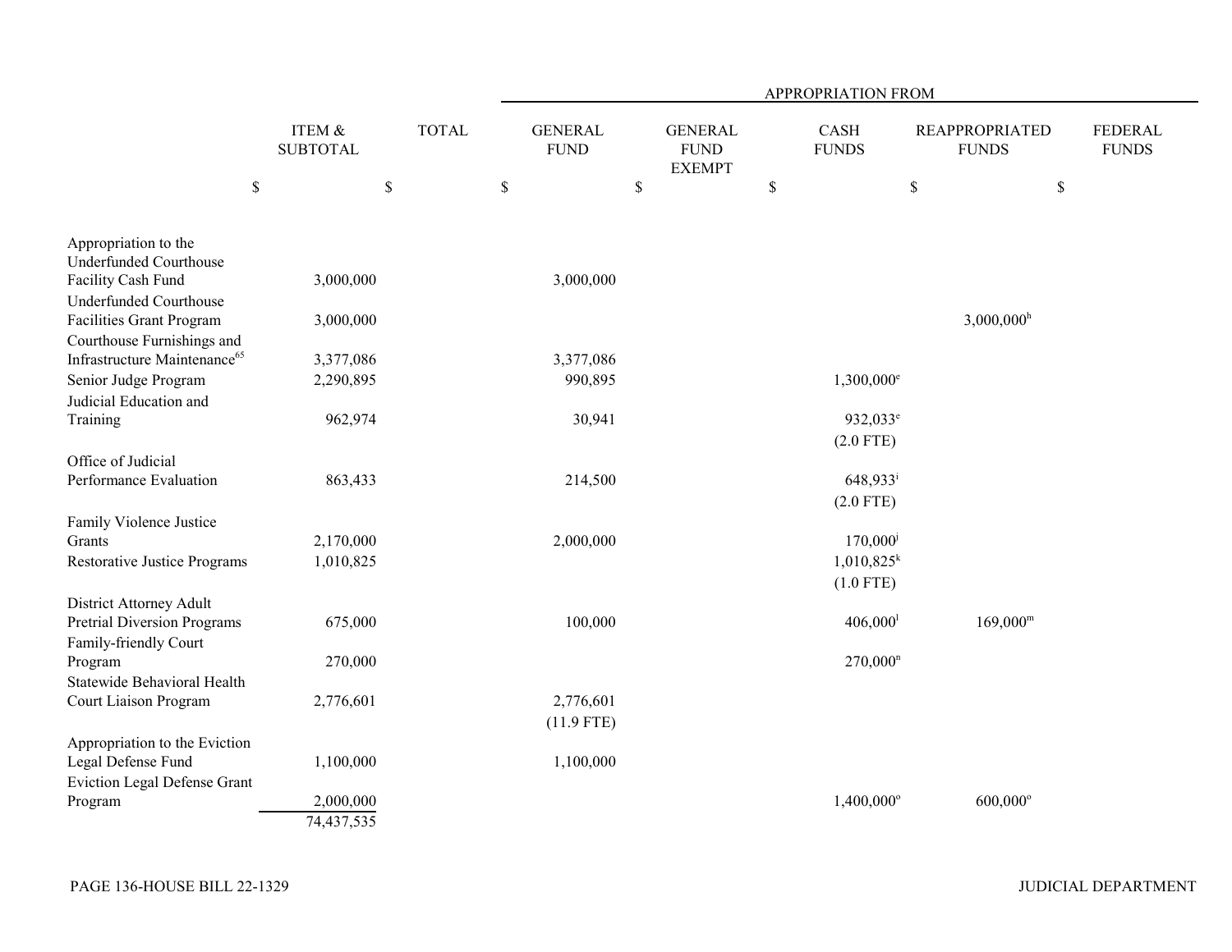| | ITEM & SUBTOTAL | TOTAL | APPROPRIATION FROM | | | | |
|---|---|---|---|---|---|---|---|
| | | | GENERAL FUND | GENERAL FUND EXEMPT | CASH FUNDS | REAPPROPRIATED FUNDS | FEDERAL FUNDS |
| | $ | $ | $ | $ | $ | $ | $ |
| Appropriation to the Underfunded Courthouse Facility Cash Fund | 3,000,000 | | 3,000,000 | | | | |
| Underfunded Courthouse Facilities Grant Program | 3,000,000 | | | | | 3,000,000[h] | |
| Courthouse Furnishings and Infrastructure Maintenance[65] | 3,377,086 | | 3,377,086 | | | | |
| Senior Judge Program | 2,290,895 | | 990,895 | | 1,300,000[e] | | |
| Judicial Education and Training | 962,974 | | 30,941 | | 932,033[e] (2.0 FTE) | | |
| Office of Judicial Performance Evaluation | 863,433 | | 214,500 | | 648,933[i] (2.0 FTE) | | |
| Family Violence Justice Grants | 2,170,000 | | 2,000,000 | | 170,000[j] | | |
| Restorative Justice Programs | 1,010,825 | | | | 1,010,825[k] (1.0 FTE) | | |
| District Attorney Adult Pretrial Diversion Programs | 675,000 | | 100,000 | | 406,000[l] | 169,000[m] | |
| Family-friendly Court Program | 270,000 | | | | 270,000[n] | | |
| Statewide Behavioral Health Court Liaison Program | 2,776,601 | | 2,776,601 (11.9 FTE) | | | | |
| Appropriation to the Eviction Legal Defense Fund | 1,100,000 | | 1,100,000 | | | | |
| Eviction Legal Defense Grant Program | 2,000,000 | | | | 1,400,000[o] | 600,000[o] | |
| | 74,437,535 | | | | | | |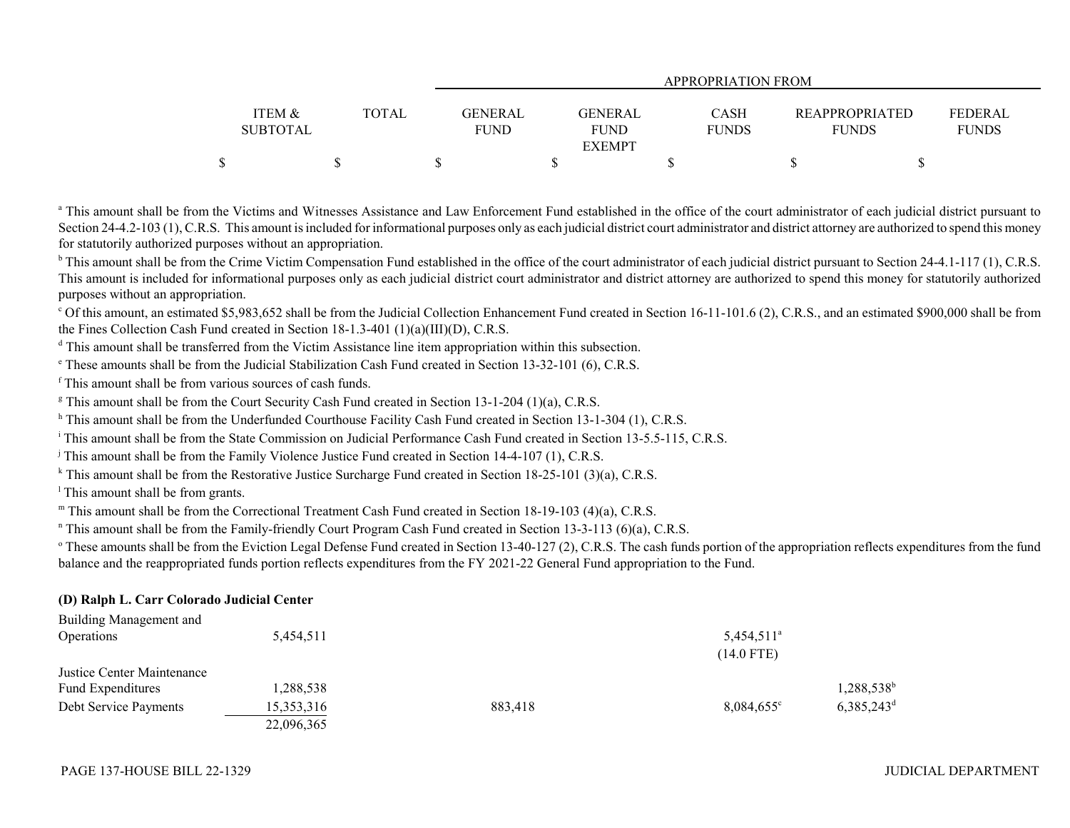| | ITEM & SUBTOTAL | TOTAL | APPROPRIATION FROM GENERAL FUND | GENERAL FUND EXEMPT | CASH FUNDS | REAPPROPRIATED FUNDS | FEDERAL FUNDS |
|---|---|---|---|---|---|---|---|
| | $ | $ | $ | $ | $ | $ | $ |

[a] This amount shall be from the Victims and Witnesses Assistance and Law Enforcement Fund established in the office of the court administrator of each judicial district pursuant to Section 24-4.2-103 (1), C.R.S. This amount is included for informational purposes only as each judicial district court administrator and district attorney are authorized to spend this money for statutorily authorized purposes without an appropriation.

[b] This amount shall be from the Crime Victim Compensation Fund established in the office of the court administrator of each judicial district pursuant to Section 24-4.1-117 (1), C.R.S. This amount is included for informational purposes only as each judicial district court administrator and district attorney are authorized to spend this money for statutorily authorized purposes without an appropriation.

[c] Of this amount, an estimated $5,983,652 shall be from the Judicial Collection Enhancement Fund created in Section 16-11-101.6 (2), C.R.S., and an estimated $900,000 shall be from the Fines Collection Cash Fund created in Section 18-1.3-401 (1)(a)(III)(D), C.R.S.

[d] This amount shall be transferred from the Victim Assistance line item appropriation within this subsection.

[e] These amounts shall be from the Judicial Stabilization Cash Fund created in Section 13-32-101 (6), C.R.S.

[f] This amount shall be from various sources of cash funds.

[g] This amount shall be from the Court Security Cash Fund created in Section 13-1-204 (1)(a), C.R.S.

[h] This amount shall be from the Underfunded Courthouse Facility Cash Fund created in Section 13-1-304 (1), C.R.S.

[i] This amount shall be from the State Commission on Judicial Performance Cash Fund created in Section 13-5.5-115, C.R.S.

[j] This amount shall be from the Family Violence Justice Fund created in Section 14-4-107 (1), C.R.S.

[k] This amount shall be from the Restorative Justice Surcharge Fund created in Section 18-25-101 (3)(a), C.R.S.

[l] This amount shall be from grants.

[m] This amount shall be from the Correctional Treatment Cash Fund created in Section 18-19-103 (4)(a), C.R.S.

[n] This amount shall be from the Family-friendly Court Program Cash Fund created in Section 13-3-113 (6)(a), C.R.S.

[o] These amounts shall be from the Eviction Legal Defense Fund created in Section 13-40-127 (2), C.R.S. The cash funds portion of the appropriation reflects expenditures from the fund balance and the reappropriated funds portion reflects expenditures from the FY 2021-22 General Fund appropriation to the Fund.

**(D) Ralph L. Carr Colorado Judicial Center**

| | ITEM & SUBTOTAL | TOTAL | GENERAL FUND | GENERAL FUND EXEMPT | CASH FUNDS | REAPPROPRIATED FUNDS | FEDERAL FUNDS |
|---|---|---|---|---|---|---|---|
| Building Management and Operations | 5,454,511 | | | | 5,454,511[a] (14.0 FTE) | | |
| Justice Center Maintenance Fund Expenditures | 1,288,538 | | | | | 1,288,538[b] | |
| Debt Service Payments | 15,353,316 | | 883,418 | | 8,084,655[c] | 6,385,243[d] | |
| | 22,096,365 | | | | | | |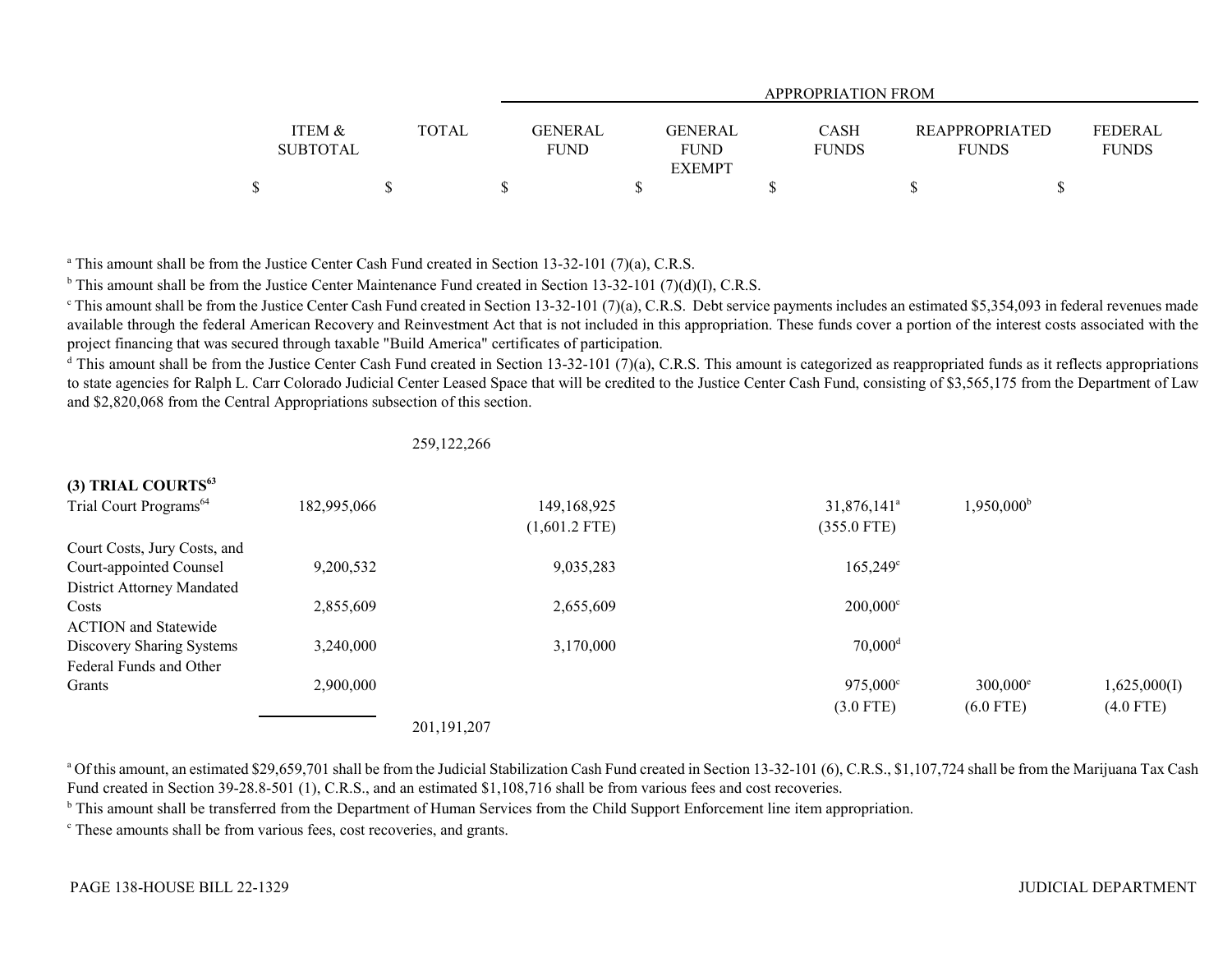| | ITEM & SUBTOTAL | TOTAL | APPROPRIATION FROM GENERAL FUND | GENERAL FUND EXEMPT | CASH FUNDS | REAPPROPRIATED FUNDS | FEDERAL FUNDS |
|---|---|---|---|---|---|---|---|
| | $ | $ | $ | $ | $ | $ | $ |

[a] This amount shall be from the Justice Center Cash Fund created in Section 13-32-101 (7)(a), C.R.S.

[b] This amount shall be from the Justice Center Maintenance Fund created in Section 13-32-101 (7)(d)(I), C.R.S.

[c] This amount shall be from the Justice Center Cash Fund created in Section 13-32-101 (7)(a), C.R.S. Debt service payments includes an estimated $5,354,093 in federal revenues made available through the federal American Recovery and Reinvestment Act that is not included in this appropriation. These funds cover a portion of the interest costs associated with the project financing that was secured through taxable "Build America" certificates of participation.

[d] This amount shall be from the Justice Center Cash Fund created in Section 13-32-101 (7)(a), C.R.S. This amount is categorized as reappropriated funds as it reflects appropriations to state agencies for Ralph L. Carr Colorado Judicial Center Leased Space that will be credited to the Justice Center Cash Fund, consisting of $3,565,175 from the Department of Law and $2,820,068 from the Central Appropriations subsection of this section.

| | ITEM & SUBTOTAL | TOTAL | GENERAL FUND | GENERAL FUND EXEMPT | CASH FUNDS | REAPPROPRIATED FUNDS | FEDERAL FUNDS |
|---|---|---|---|---|---|---|---|
| | | 259,122,266 | | | | | |
| **(3) TRIAL COURTS[63]** | | | | | | | |
| Trial Court Programs[64] | 182,995,066 | | 149,168,925 (1,601.2 FTE) | | 31,876,141[a] (355.0 FTE) | 1,950,000[b] | |
| Court Costs, Jury Costs, and Court-appointed Counsel | 9,200,532 | | 9,035,283 | | 165,249[c] | | |
| District Attorney Mandated Costs | 2,855,609 | | 2,655,609 | | 200,000[c] | | |
| ACTION and Statewide Discovery Sharing Systems | 3,240,000 | | 3,170,000 | | 70,000[d] | | |
| Federal Funds and Other Grants | 2,900,000 | | | | 975,000[e] (3.0 FTE) | 300,000[e] (6.0 FTE) | 1,625,000(I) (4.0 FTE) |
| | | 201,191,207 | | | | | |

[a] Of this amount, an estimated $29,659,701 shall be from the Judicial Stabilization Cash Fund created in Section 13-32-101 (6), C.R.S., $1,107,724 shall be from the Marijuana Tax Cash Fund created in Section 39-28.8-501 (1), C.R.S., and an estimated $1,108,716 shall be from various fees and cost recoveries.

[b] This amount shall be transferred from the Department of Human Services from the Child Support Enforcement line item appropriation.

[c] These amounts shall be from various fees, cost recoveries, and grants.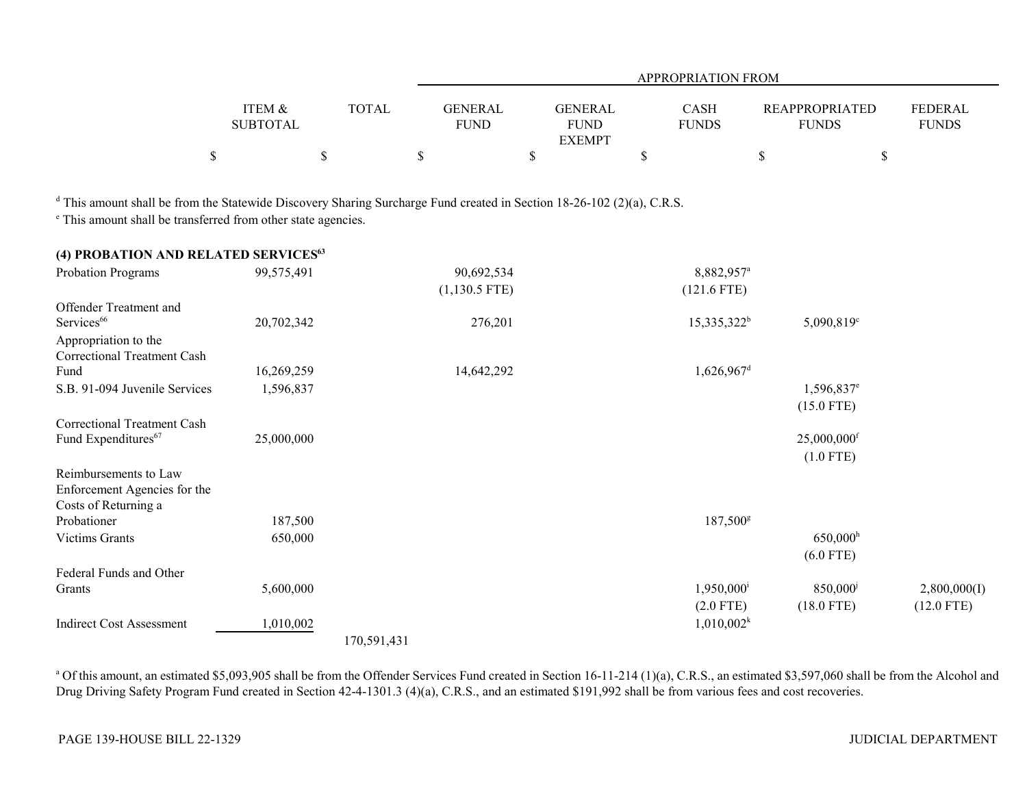| | ITEM & SUBTOTAL | TOTAL | APPROPRIATION FROM | | | | |
|---|---|---|---|---|---|---|---|
| | | | GENERAL FUND | GENERAL FUND EXEMPT | CASH FUNDS | REAPPROPRIATED FUNDS | FEDERAL FUNDS |
| | $ | $ | $ | $ | $ | $ | $ |

[d] This amount shall be from the Statewide Discovery Sharing Surcharge Fund created in Section 18-26-102 (2)(a), C.R.S.
[e] This amount shall be transferred from other state agencies.

**(4) PROBATION AND RELATED SERVICES[63]**

| | ITEM & SUBTOTAL | TOTAL | GENERAL FUND | GENERAL FUND EXEMPT | CASH FUNDS | REAPPROPRIATED FUNDS | FEDERAL FUNDS |
|---|---|---|---|---|---|---|---|
| Probation Programs | 99,575,491 | | 90,692,534 (1,130.5 FTE) | | 8,882,957[a] (121.6 FTE) | | |
| Offender Treatment and Services[66] | 20,702,342 | | 276,201 | | 15,335,322[b] | 5,090,819[c] | |
| Appropriation to the Correctional Treatment Cash Fund | 16,269,259 | | 14,642,292 | | 1,626,967[d] | | |
| S.B. 91-094 Juvenile Services | 1,596,837 | | | | | 1,596,837[e] (15.0 FTE) | |
| Correctional Treatment Cash Fund Expenditures[67] | 25,000,000 | | | | | 25,000,000[f] (1.0 FTE) | |
| Reimbursements to Law Enforcement Agencies for the Costs of Returning a Probationer | 187,500 | | | | 187,500[g] | | |
| Victims Grants | 650,000 | | | | | 650,000[h] (6.0 FTE) | |
| Federal Funds and Other Grants | 5,600,000 | | | | 1,950,000[i] (2.0 FTE) | 850,000[j] (18.0 FTE) | 2,800,000(I) (12.0 FTE) |
| Indirect Cost Assessment | 1,010,002 | | | | 1,010,002[k] | | |
| | | 170,591,431 | | | | | |

[a] Of this amount, an estimated $5,093,905 shall be from the Offender Services Fund created in Section 16-11-214 (1)(a), C.R.S., an estimated $3,597,060 shall be from the Alcohol and Drug Driving Safety Program Fund created in Section 42-4-1301.3 (4)(a), C.R.S., and an estimated $191,992 shall be from various fees and cost recoveries.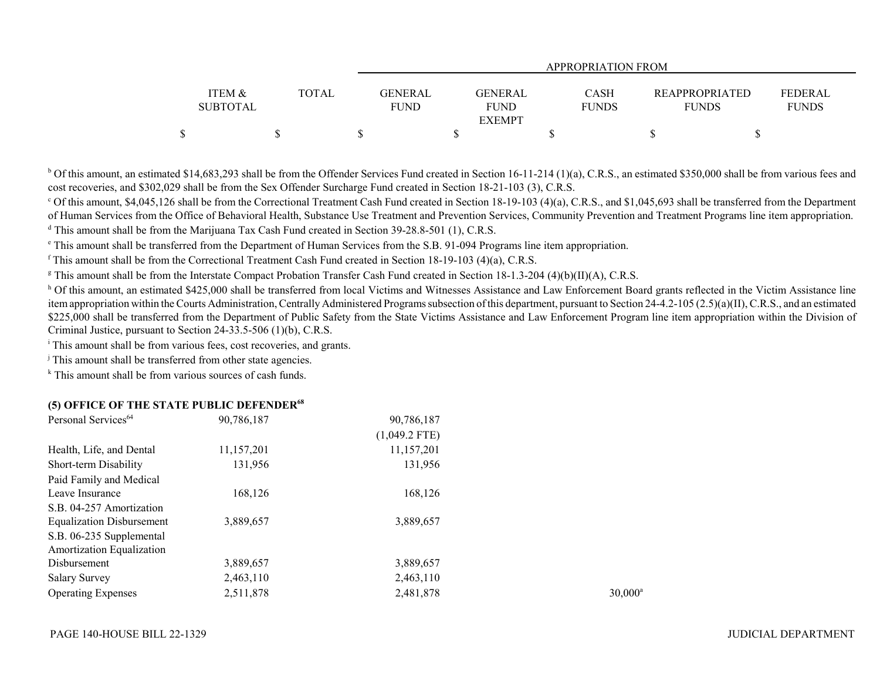| | ITEM & SUBTOTAL | TOTAL | GENERAL FUND | GENERAL FUND EXEMPT | CASH FUNDS | REAPPROPRIATED FUNDS | FEDERAL FUNDS |
|---|---|---|---|---|---|---|---|
| | | | APPROPRIATION FROM | | | | |
| | $ | $ | $ | $ | $ | $ | $ |

[b] Of this amount, an estimated $14,683,293 shall be from the Offender Services Fund created in Section 16-11-214 (1)(a), C.R.S., an estimated $350,000 shall be from various fees and cost recoveries, and $302,029 shall be from the Sex Offender Surcharge Fund created in Section 18-21-103 (3), C.R.S.

[c] Of this amount, $4,045,126 shall be from the Correctional Treatment Cash Fund created in Section 18-19-103 (4)(a), C.R.S., and $1,045,693 shall be transferred from the Department of Human Services from the Office of Behavioral Health, Substance Use Treatment and Prevention Services, Community Prevention and Treatment Programs line item appropriation.

[d] This amount shall be from the Marijuana Tax Cash Fund created in Section 39-28.8-501 (1), C.R.S.

[e] This amount shall be transferred from the Department of Human Services from the S.B. 91-094 Programs line item appropriation.

[f] This amount shall be from the Correctional Treatment Cash Fund created in Section 18-19-103 (4)(a), C.R.S.

[g] This amount shall be from the Interstate Compact Probation Transfer Cash Fund created in Section 18-1.3-204 (4)(b)(II)(A), C.R.S.

[h] Of this amount, an estimated $425,000 shall be transferred from local Victims and Witnesses Assistance and Law Enforcement Board grants reflected in the Victim Assistance line item appropriation within the Courts Administration, Centrally Administered Programs subsection of this department, pursuant to Section 24-4.2-105 (2.5)(a)(II), C.R.S., and an estimated $225,000 shall be transferred from the Department of Public Safety from the State Victims Assistance and Law Enforcement Program line item appropriation within the Division of Criminal Justice, pursuant to Section 24-33.5-506 (1)(b), C.R.S.

[i] This amount shall be from various fees, cost recoveries, and grants.

[j] This amount shall be transferred from other state agencies.

[k] This amount shall be from various sources of cash funds.

**(5) OFFICE OF THE STATE PUBLIC DEFENDER[68]**

| | ITEM & SUBTOTAL | TOTAL | GENERAL FUND | GENERAL FUND EXEMPT | CASH FUNDS | REAPPROPRIATED FUNDS | FEDERAL FUNDS |
|---|---|---|---|---|---|---|---|
| Personal Services[64] | 90,786,187 | | 90,786,187<br>(1,049.2 FTE) | | | | |
| Health, Life, and Dental | 11,157,201 | | 11,157,201 | | | | |
| Short-term Disability | 131,956 | | 131,956 | | | | |
| Paid Family and Medical Leave Insurance | 168,126 | | 168,126 | | | | |
| S.B. 04-257 Amortization Equalization Disbursement | 3,889,657 | | 3,889,657 | | | | |
| S.B. 06-235 Supplemental Amortization Equalization Disbursement | 3,889,657 | | 3,889,657 | | | | |
| Salary Survey | 2,463,110 | | 2,463,110 | | | | |
| Operating Expenses | 2,511,878 | | 2,481,878 | | 30,000[a] | | |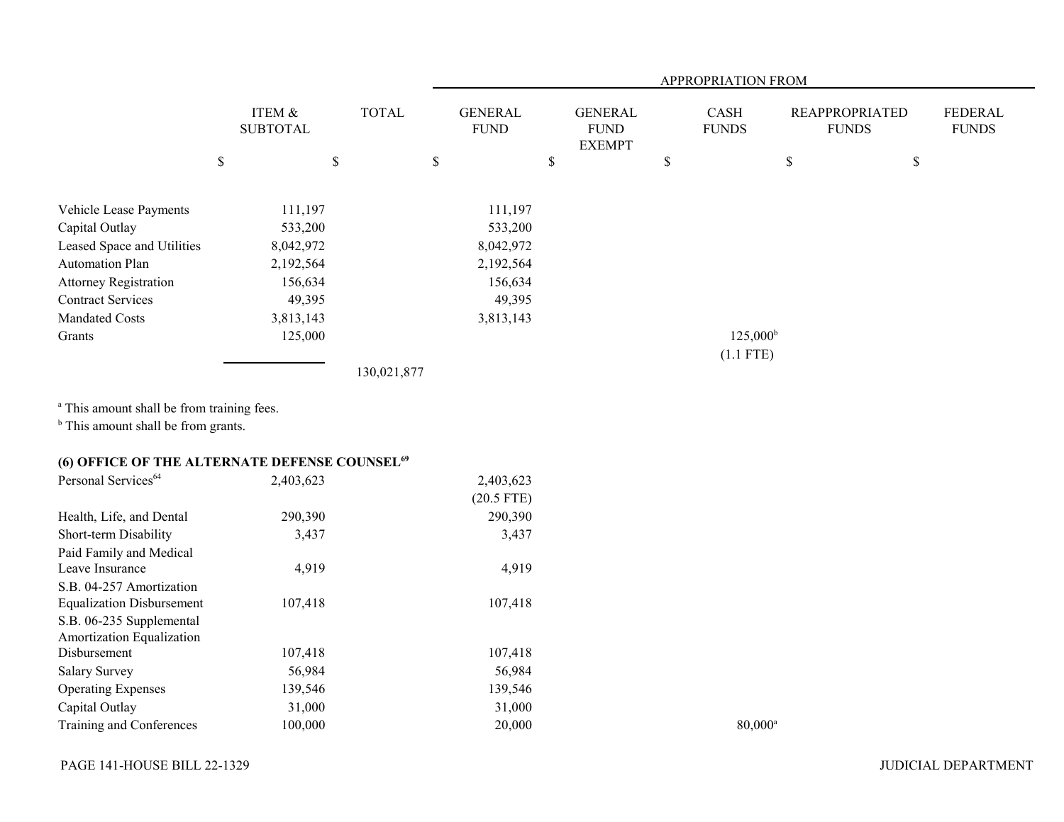| | ITEM & SUBTOTAL | TOTAL | GENERAL FUND | GENERAL FUND EXEMPT | CASH FUNDS | REAPPROPRIATED FUNDS | FEDERAL FUNDS |
|---|---|---|---|---|---|---|---|
| | | | APPROPRIATION FROM | | | | |
| | $ | $ | $ | $ | $ | $ | $ |
| Vehicle Lease Payments | 111,197 | | 111,197 | | | | |
| Capital Outlay | 533,200 | | 533,200 | | | | |
| Leased Space and Utilities | 8,042,972 | | 8,042,972 | | | | |
| Automation Plan | 2,192,564 | | 2,192,564 | | | | |
| Attorney Registration | 156,634 | | 156,634 | | | | |
| Contract Services | 49,395 | | 49,395 | | | | |
| Mandated Costs | 3,813,143 | | 3,813,143 | | | | |
| Grants | 125,000 | | | | 125,000[b] (1.1 FTE) | | |
| | | 130,021,877 | | | | | |

[a] This amount shall be from training fees.
[b] This amount shall be from grants.

**(6) OFFICE OF THE ALTERNATE DEFENSE COUNSEL[69]**

| | ITEM & SUBTOTAL | TOTAL | GENERAL FUND | GENERAL FUND EXEMPT | CASH FUNDS | REAPPROPRIATED FUNDS | FEDERAL FUNDS |
|---|---|---|---|---|---|---|---|
| Personal Services[64] | 2,403,623 | | 2,403,623 (20.5 FTE) | | | | |
| Health, Life, and Dental | 290,390 | | 290,390 | | | | |
| Short-term Disability | 3,437 | | 3,437 | | | | |
| Paid Family and Medical Leave Insurance | 4,919 | | 4,919 | | | | |
| S.B. 04-257 Amortization Equalization Disbursement | 107,418 | | 107,418 | | | | |
| S.B. 06-235 Supplemental Amortization Equalization Disbursement | 107,418 | | 107,418 | | | | |
| Salary Survey | 56,984 | | 56,984 | | | | |
| Operating Expenses | 139,546 | | 139,546 | | | | |
| Capital Outlay | 31,000 | | 31,000 | | | | |
| Training and Conferences | 100,000 | | 20,000 | | 80,000[a] | | |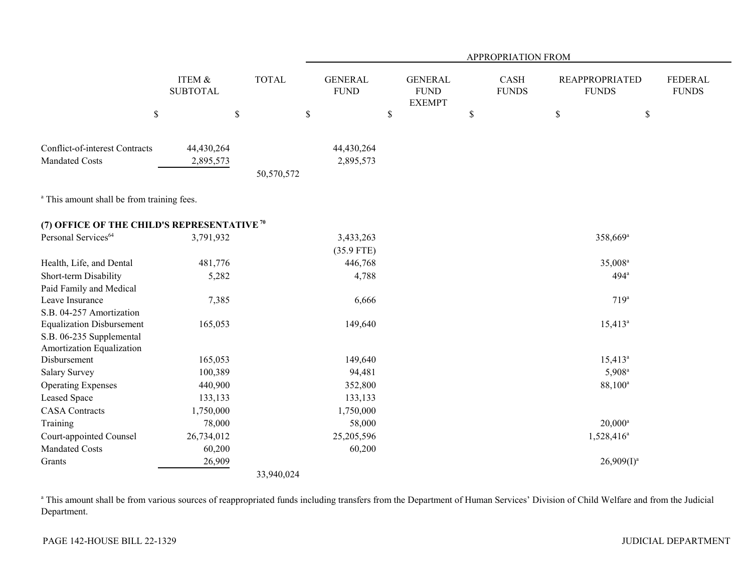| | ITEM & SUBTOTAL | TOTAL | APPROPRIATION FROM GENERAL FUND | GENERAL FUND EXEMPT | CASH FUNDS | REAPPROPRIATED FUNDS | FEDERAL FUNDS |
|---|---|---|---|---|---|---|---|
| | $ | $ | $ | $ | $ | $ | $ |
| Conflict-of-interest Contracts | 44,430,264 | | 44,430,264 | | | | |
| Mandated Costs | 2,895,573 | | 2,895,573 | | | | |
| | | 50,570,572 | | | | | |

[a] This amount shall be from training fees.

**(7) OFFICE OF THE CHILD'S REPRESENTATIVE [70]**

| | ITEM & SUBTOTAL | TOTAL | GENERAL FUND | GENERAL FUND EXEMPT | CASH FUNDS | REAPPROPRIATED FUNDS | FEDERAL FUNDS |
|---|---|---|---|---|---|---|---|
| Personal Services[64] | 3,791,932 | | 3,433,263 (35.9 FTE) | | | 358,669[a] | |
| Health, Life, and Dental | 481,776 | | 446,768 | | | 35,008[a] | |
| Short-term Disability | 5,282 | | 4,788 | | | 494[a] | |
| Paid Family and Medical Leave Insurance | 7,385 | | 6,666 | | | 719[a] | |
| S.B. 04-257 Amortization Equalization Disbursement | 165,053 | | 149,640 | | | 15,413[a] | |
| S.B. 06-235 Supplemental Amortization Equalization Disbursement | 165,053 | | 149,640 | | | 15,413[a] | |
| Salary Survey | 100,389 | | 94,481 | | | 5,908[a] | |
| Operating Expenses | 440,900 | | 352,800 | | | 88,100[a] | |
| Leased Space | 133,133 | | 133,133 | | | | |
| CASA Contracts | 1,750,000 | | 1,750,000 | | | | |
| Training | 78,000 | | 58,000 | | | 20,000[a] | |
| Court-appointed Counsel | 26,734,012 | | 25,205,596 | | | 1,528,416[a] | |
| Mandated Costs | 60,200 | | 60,200 | | | | |
| Grants | 26,909 | | | | | 26,909(I)[a] | |
| | | 33,940,024 | | | | | |

[a] This amount shall be from various sources of reappropriated funds including transfers from the Department of Human Services' Division of Child Welfare and from the Judicial Department.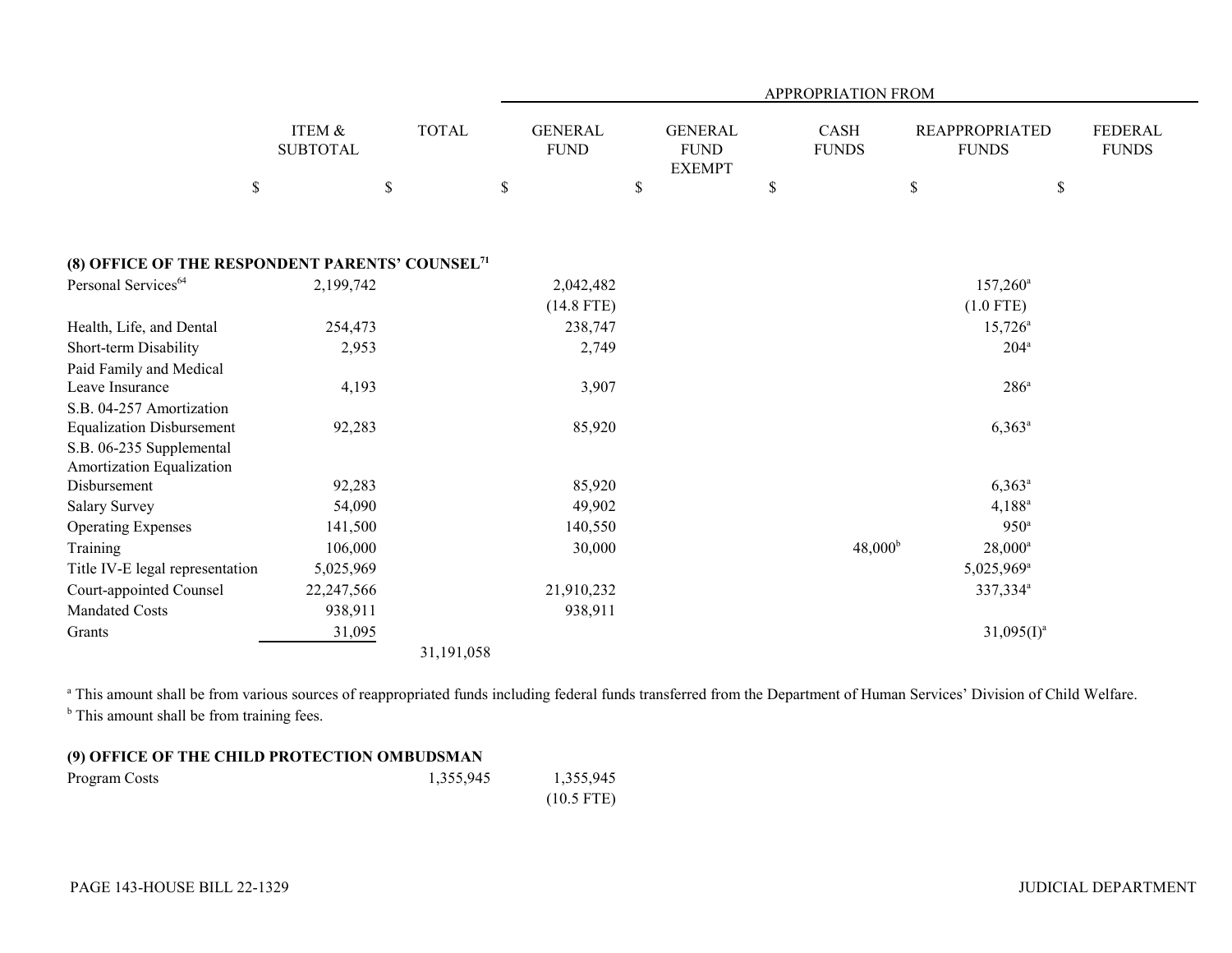| | ITEM & SUBTOTAL | TOTAL | APPROPRIATION FROM GENERAL FUND | GENERAL FUND EXEMPT | CASH FUNDS | REAPPROPRIATED FUNDS | FEDERAL FUNDS |
|---|---|---|---|---|---|---|---|
| | $ | $ | $ | $ | $ | $ | $ |
| **(8) OFFICE OF THE RESPONDENT PARENTS' COUNSEL[71]** | | | | | | | |
| Personal Services[64] | 2,199,742 | | 2,042,482 (14.8 FTE) | | | 157,260[a] (1.0 FTE) | |
| Health, Life, and Dental | 254,473 | | 238,747 | | | 15,726[a] | |
| Short-term Disability | 2,953 | | 2,749 | | | 204[a] | |
| Paid Family and Medical Leave Insurance | 4,193 | | 3,907 | | | 286[a] | |
| S.B. 04-257 Amortization Equalization Disbursement | 92,283 | | 85,920 | | | 6,363[a] | |
| S.B. 06-235 Supplemental Amortization Equalization Disbursement | 92,283 | | 85,920 | | | 6,363[a] | |
| Salary Survey | 54,090 | | 49,902 | | | 4,188[a] | |
| Operating Expenses | 141,500 | | 140,550 | | | 950[a] | |
| Training | 106,000 | | 30,000 | | 48,000[b] | 28,000[a] | |
| Title IV-E legal representation | 5,025,969 | | | | | 5,025,969[a] | |
| Court-appointed Counsel | 22,247,566 | | 21,910,232 | | | 337,334[a] | |
| Mandated Costs | 938,911 | | 938,911 | | | | |
| Grants | 31,095 | | | | | 31,095(I)[a] | |
| | | 31,191,058 | | | | | |

[a] This amount shall be from various sources of reappropriated funds including federal funds transferred from the Department of Human Services' Division of Child Welfare.
[b] This amount shall be from training fees.

| | ITEM & SUBTOTAL | TOTAL | GENERAL FUND | GENERAL FUND EXEMPT | CASH FUNDS | REAPPROPRIATED FUNDS | FEDERAL FUNDS |
|---|---|---|---|---|---|---|---|
| **(9) OFFICE OF THE CHILD PROTECTION OMBUDSMAN** | | | | | | | |
| Program Costs | | 1,355,945 | 1,355,945 (10.5 FTE) | | | | |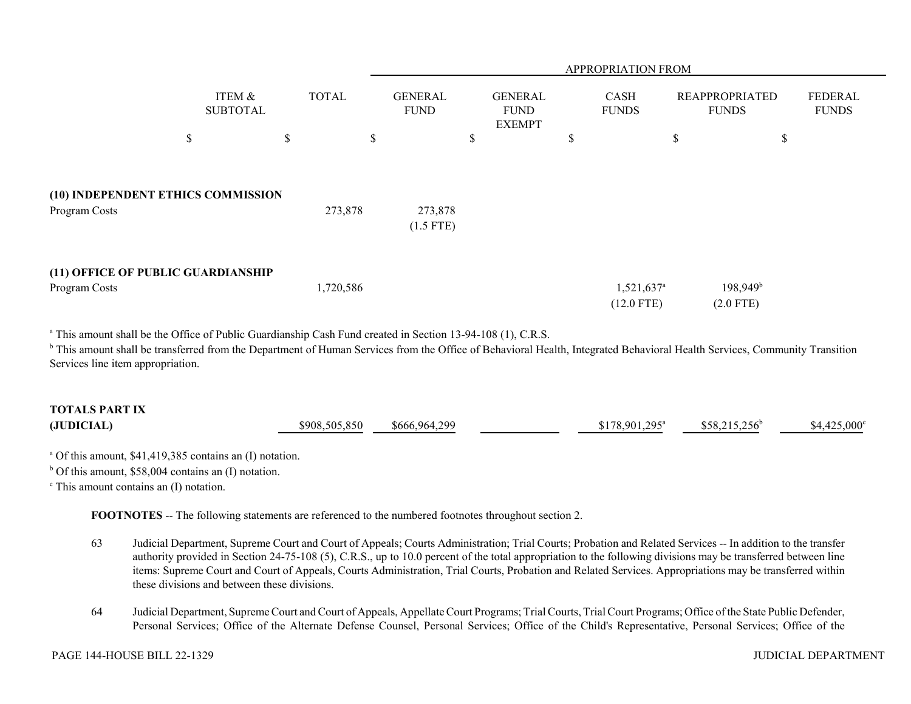| | ITEM & SUBTOTAL | TOTAL | APPROPRIATION FROM GENERAL FUND | GENERAL FUND EXEMPT | CASH FUNDS | REAPPROPRIATED FUNDS | FEDERAL FUNDS |
|---|---|---|---|---|---|---|---|
| | $ | $ | $ | $ | $ | $ | $ |
| **(10) INDEPENDENT ETHICS COMMISSION** | | | | | | | |
| Program Costs | | 273,878 | 273,878 (1.5 FTE) | | | | |
| **(11) OFFICE OF PUBLIC GUARDIANSHIP** | | | | | | | |
| Program Costs | | 1,720,586 | | | 1,521,637[a] (12.0 FTE) | 198,949[b] (2.0 FTE) | |

[a] This amount shall be the Office of Public Guardianship Cash Fund created in Section 13-94-108 (1), C.R.S.

[b] This amount shall be transferred from the Department of Human Services from the Office of Behavioral Health, Integrated Behavioral Health Services, Community Transition Services line item appropriation.

| | TOTAL | GENERAL FUND | GENERAL FUND EXEMPT | CASH FUNDS | REAPPROPRIATED FUNDS | FEDERAL FUNDS |
|---|---|---|---|---|---|---|
| **TOTALS PART IX (JUDICIAL)** | $908,505,850 | $666,964,299 | | $178,901,295[a] | $58,215,256[b] | $4,425,000[c] |

[a] Of this amount, $41,419,385 contains an (I) notation.

[b] Of this amount, $58,004 contains an (I) notation.

[c] This amount contains an (I) notation.

**FOOTNOTES** -- The following statements are referenced to the numbered footnotes throughout section 2.

63 Judicial Department, Supreme Court and Court of Appeals; Courts Administration; Trial Courts; Probation and Related Services -- In addition to the transfer authority provided in Section 24-75-108 (5), C.R.S., up to 10.0 percent of the total appropriation to the following divisions may be transferred between line items: Supreme Court and Court of Appeals, Courts Administration, Trial Courts, Probation and Related Services. Appropriations may be transferred within these divisions and between these divisions.

64 Judicial Department, Supreme Court and Court of Appeals, Appellate Court Programs; Trial Courts, Trial Court Programs; Office of the State Public Defender, Personal Services; Office of the Alternate Defense Counsel, Personal Services; Office of the Child's Representative, Personal Services; Office of the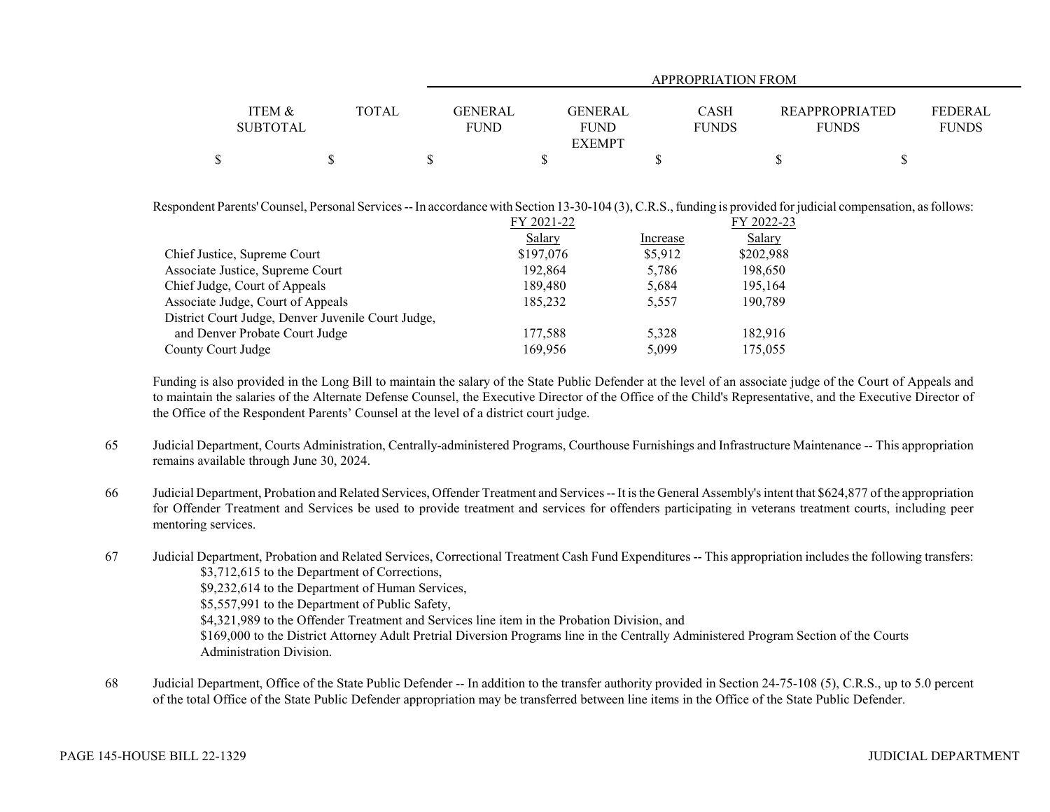| ITEM & SUBTOTAL | TOTAL | GENERAL FUND | GENERAL FUND EXEMPT | CASH FUNDS | REAPPROPRIATED FUNDS | FEDERAL FUNDS |
|---|---|---|---|---|---|---|
| | | APPROPRIATION FROM | | | | |
| $ | $ | $ | $ | $ | $ | $ |

Respondent Parents' Counsel, Personal Services -- In accordance with Section 13-30-104 (3), C.R.S., funding is provided for judicial compensation, as follows:

| | FY 2021-22 Salary | Increase | FY 2022-23 Salary |
|---|---|---|---|
| Chief Justice, Supreme Court | $197,076 | $5,912 | $202,988 |
| Associate Justice, Supreme Court | 192,864 | 5,786 | 198,650 |
| Chief Judge, Court of Appeals | 189,480 | 5,684 | 195,164 |
| Associate Judge, Court of Appeals | 185,232 | 5,557 | 190,789 |
| District Court Judge, Denver Juvenile Court Judge, and Denver Probate Court Judge | 177,588 | 5,328 | 182,916 |
| County Court Judge | 169,956 | 5,099 | 175,055 |

Funding is also provided in the Long Bill to maintain the salary of the State Public Defender at the level of an associate judge of the Court of Appeals and to maintain the salaries of the Alternate Defense Counsel, the Executive Director of the Office of the Child's Representative, and the Executive Director of the Office of the Respondent Parents' Counsel at the level of a district court judge.

65 Judicial Department, Courts Administration, Centrally-administered Programs, Courthouse Furnishings and Infrastructure Maintenance -- This appropriation remains available through June 30, 2024.

66 Judicial Department, Probation and Related Services, Offender Treatment and Services -- It is the General Assembly's intent that $624,877 of the appropriation for Offender Treatment and Services be used to provide treatment and services for offenders participating in veterans treatment courts, including peer mentoring services.

67 Judicial Department, Probation and Related Services, Correctional Treatment Cash Fund Expenditures -- This appropriation includes the following transfers:
$3,712,615 to the Department of Corrections,
$9,232,614 to the Department of Human Services,
$5,557,991 to the Department of Public Safety,
$4,321,989 to the Offender Treatment and Services line item in the Probation Division, and
$169,000 to the District Attorney Adult Pretrial Diversion Programs line in the Centrally Administered Program Section of the Courts Administration Division.

68 Judicial Department, Office of the State Public Defender -- In addition to the transfer authority provided in Section 24-75-108 (5), C.R.S., up to 5.0 percent of the total Office of the State Public Defender appropriation may be transferred between line items in the Office of the State Public Defender.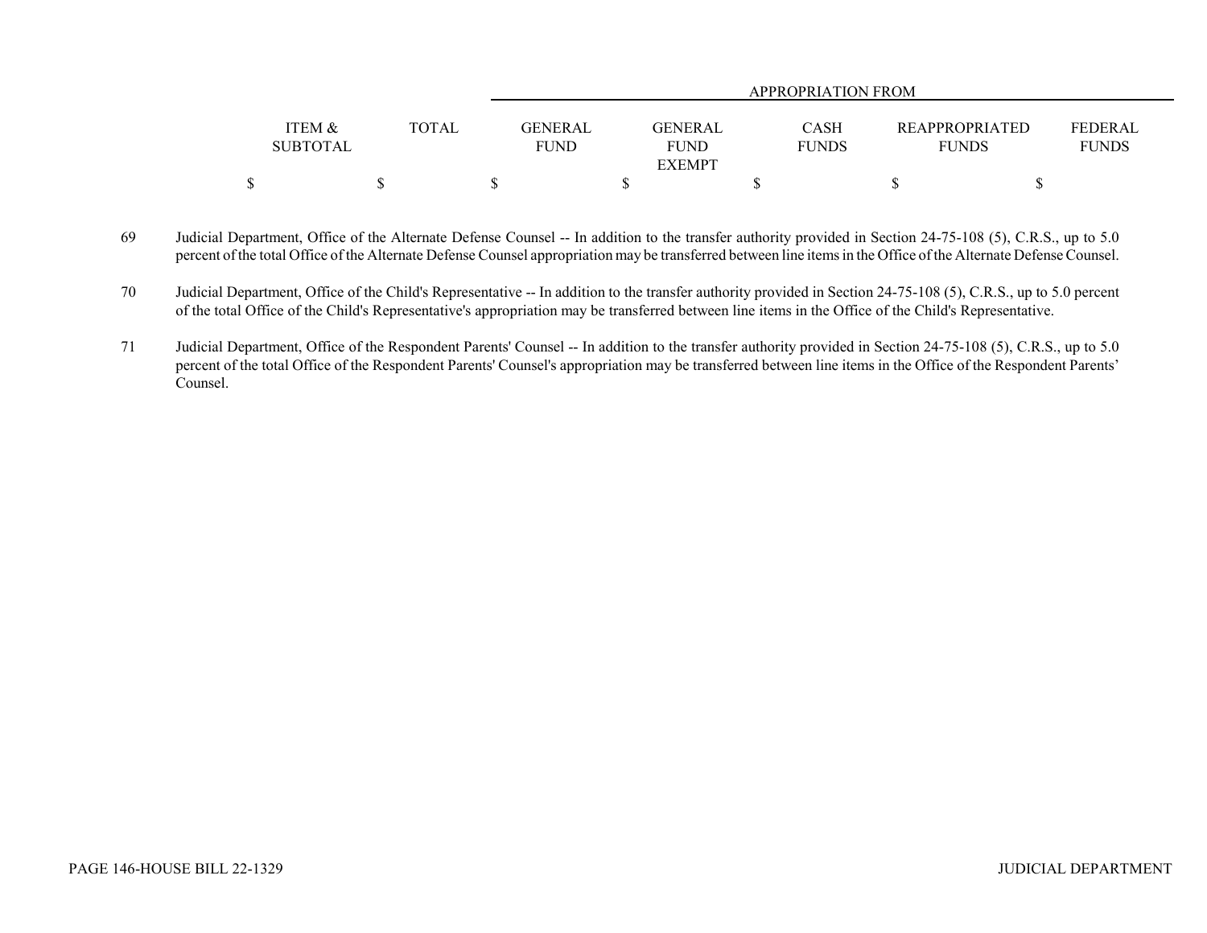| ITEM & SUBTOTAL | TOTAL | GENERAL FUND | GENERAL FUND EXEMPT | CASH FUNDS | REAPPROPRIATED FUNDS | FEDERAL FUNDS |
|---|---|---|---|---|---|---|
| | | APPROPRIATION FROM | | | | |
| $ | $ | $ | $ | $ | $ | $ |

69 Judicial Department, Office of the Alternate Defense Counsel -- In addition to the transfer authority provided in Section 24-75-108 (5), C.R.S., up to 5.0 percent of the total Office of the Alternate Defense Counsel appropriation may be transferred between line items in the Office of the Alternate Defense Counsel.

70 Judicial Department, Office of the Child's Representative -- In addition to the transfer authority provided in Section 24-75-108 (5), C.R.S., up to 5.0 percent of the total Office of the Child's Representative's appropriation may be transferred between line items in the Office of the Child's Representative.

71 Judicial Department, Office of the Respondent Parents' Counsel -- In addition to the transfer authority provided in Section 24-75-108 (5), C.R.S., up to 5.0 percent of the total Office of the Respondent Parents' Counsel's appropriation may be transferred between line items in the Office of the Respondent Parents' Counsel.